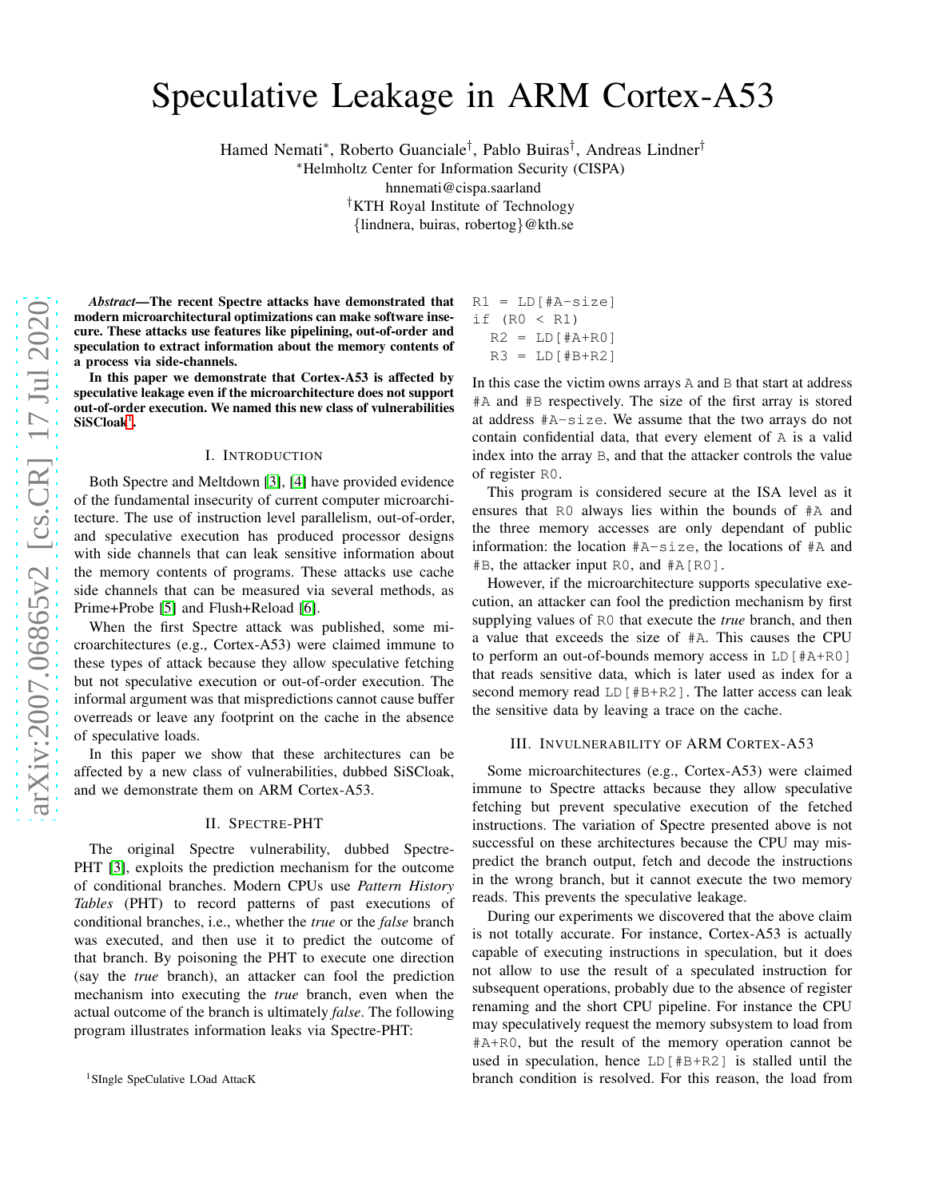# Speculative Leakage in ARM Cortex-A53

Hamed Nemati*, Roberto Guanciale†, Pablo Buiras†, Andreas Lindner†

*Helmholtz Center for Information Security (CISPA)
hnnemati@cispa.saarland
†KTH Royal Institute of Technology
{lindnera, buiras, robertog}@kth.se

***Abstract*—The recent Spectre attacks have demonstrated that modern microarchitectural optimizations can make software insecure. These attacks use features like pipelining, out-of-order and speculation to extract information about the memory contents of a process via side-channels.**

**In this paper we demonstrate that Cortex-A53 is affected by speculative leakage even if the microarchitecture does not support out-of-order execution. We named this new class of vulnerabilities SiSCloak[1].**

## I. Introduction

Both Spectre and Meltdown [3], [4] have provided evidence of the fundamental insecurity of current computer microarchitecture. The use of instruction level parallelism, out-of-order, and speculative execution has produced processor designs with side channels that can leak sensitive information about the memory contents of programs. These attacks use cache side channels that can be measured via several methods, as Prime+Probe [5] and Flush+Reload [6].

When the first Spectre attack was published, some microarchitectures (e.g., Cortex-A53) were claimed immune to these types of attack because they allow speculative fetching but not speculative execution or out-of-order execution. The informal argument was that mispredictions cannot cause buffer overreads or leave any footprint on the cache in the absence of speculative loads.

In this paper we show that these architectures can be affected by a new class of vulnerabilities, dubbed SiSCloak, and we demonstrate them on ARM Cortex-A53.

## II. Spectre-PHT

The original Spectre vulnerability, dubbed Spectre-PHT [3], exploits the prediction mechanism for the outcome of conditional branches. Modern CPUs use *Pattern History Tables* (PHT) to record patterns of past executions of conditional branches, i.e., whether the *true* or the *false* branch was executed, and then use it to predict the outcome of that branch. By poisoning the PHT to execute one direction (say the *true* branch), an attacker can fool the prediction mechanism into executing the *true* branch, even when the actual outcome of the branch is ultimately *false*. The following program illustrates information leaks via Spectre-PHT:

```
R1 = LD[#A-size]
if (R0 < R1)
  R2 = LD[#A+R0]
  R3 = LD[#B+R2]
```

In this case the victim owns arrays A and B that start at address #A and #B respectively. The size of the first array is stored at address #A-size. We assume that the two arrays do not contain confidential data, that every element of A is a valid index into the array B, and that the attacker controls the value of register R0.

This program is considered secure at the ISA level as it ensures that R0 always lies within the bounds of #A and the three memory accesses are only dependant of public information: the location #A-size, the locations of #A and #B, the attacker input R0, and #A[R0].

However, if the microarchitecture supports speculative execution, an attacker can fool the prediction mechanism by first supplying values of R0 that execute the *true* branch, and then a value that exceeds the size of #A. This causes the CPU to perform an out-of-bounds memory access in LD[#A+R0] that reads sensitive data, which is later used as index for a second memory read LD[#B+R2]. The latter access can leak the sensitive data by leaving a trace on the cache.

## III. Invulnerability of ARM Cortex-A53

Some microarchitectures (e.g., Cortex-A53) were claimed immune to Spectre attacks because they allow speculative fetching but prevent speculative execution of the fetched instructions. The variation of Spectre presented above is not successful on these architectures because the CPU may mispredict the branch output, fetch and decode the instructions in the wrong branch, but it cannot execute the two memory reads. This prevents the speculative leakage.

During our experiments we discovered that the above claim is not totally accurate. For instance, Cortex-A53 is actually capable of executing instructions in speculation, but it does not allow to use the result of a speculated instruction for subsequent operations, probably due to the absence of register renaming and the short CPU pipeline. For instance the CPU may speculatively request the memory subsystem to load from #A+R0, but the result of the memory operation cannot be used in speculation, hence LD[#B+R2] is stalled until the branch condition is resolved. For this reason, the load from

[1] SIngle SpeCulative LOad AttacK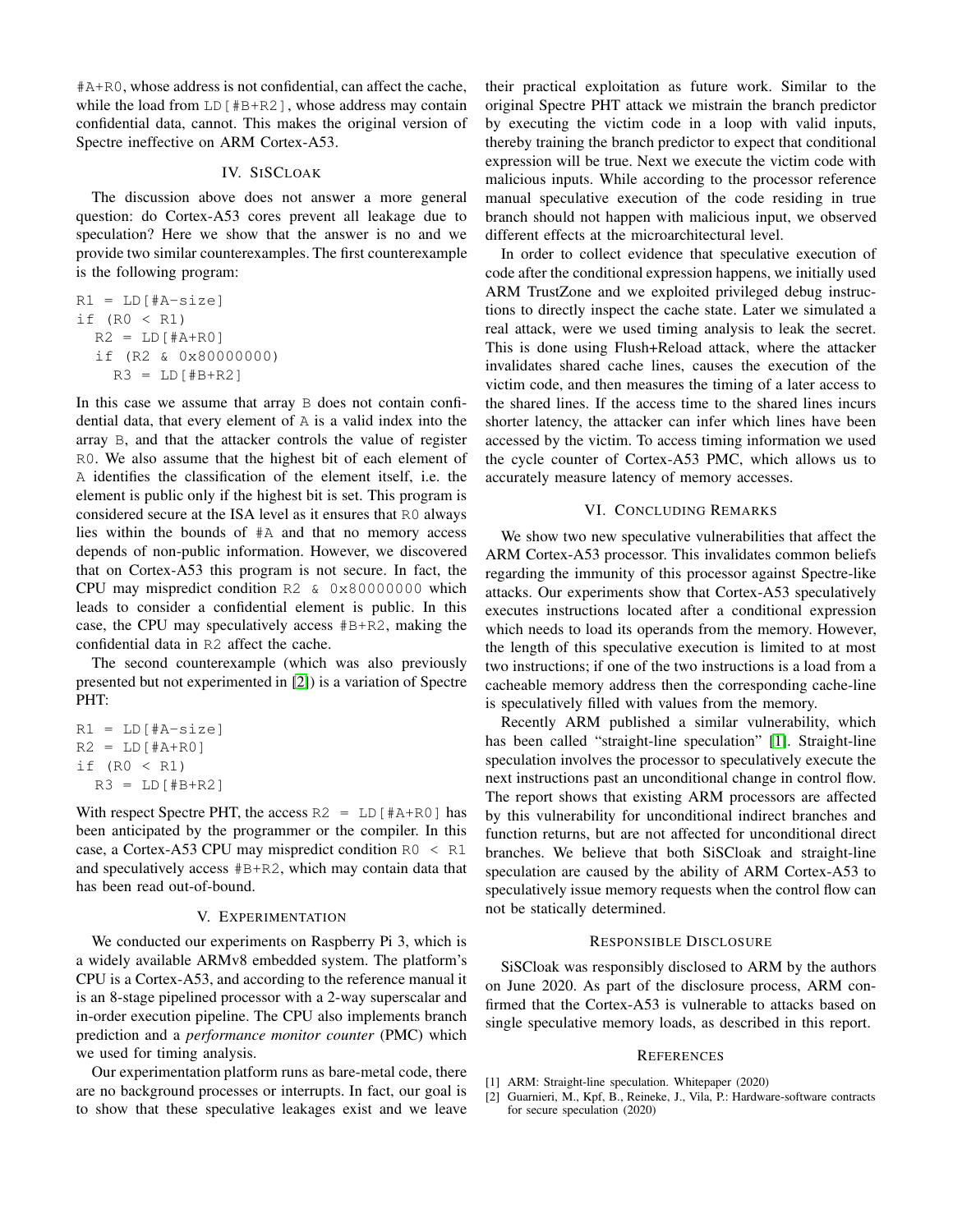#A+R0, whose address is not confidential, can affect the cache, while the load from LD[#B+R2], whose address may contain confidential data, cannot. This makes the original version of Spectre ineffective on ARM Cortex-A53.

## IV. SiSCloak

The discussion above does not answer a more general question: do Cortex-A53 cores prevent all leakage due to speculation? Here we show that the answer is no and we provide two similar counterexamples. The first counterexample is the following program:

```
R1 = LD[#A-size]
if (R0 < R1)
  R2 = LD[#A+R0]
  if (R2 & 0x80000000)
    R3 = LD[#B+R2]
```

In this case we assume that array B does not contain confidential data, that every element of A is a valid index into the array B, and that the attacker controls the value of register R0. We also assume that the highest bit of each element of A identifies the classification of the element itself, i.e. the element is public only if the highest bit is set. This program is considered secure at the ISA level as it ensures that R0 always lies within the bounds of #A and that no memory access depends of non-public information. However, we discovered that on Cortex-A53 this program is not secure. In fact, the CPU may mispredict condition R2 & 0x80000000 which leads to consider a confidential element is public. In this case, the CPU may speculatively access #B+R2, making the confidential data in R2 affect the cache.

The second counterexample (which was also previously presented but not experimented in [2]) is a variation of Spectre PHT:

```
R1 = LD[#A-size]
R2 = LD[#A+R0]
if (R0 < R1)
  R3 = LD[#B+R2]
```

With respect Spectre PHT, the access R2 = LD[#A+R0] has been anticipated by the programmer or the compiler. In this case, a Cortex-A53 CPU may mispredict condition R0 < R1 and speculatively access #B+R2, which may contain data that has been read out-of-bound.

## V. Experimentation

We conducted our experiments on Raspberry Pi 3, which is a widely available ARMv8 embedded system. The platform's CPU is a Cortex-A53, and according to the reference manual it is an 8-stage pipelined processor with a 2-way superscalar and in-order execution pipeline. The CPU also implements branch prediction and a *performance monitor counter* (PMC) which we used for timing analysis.

Our experimentation platform runs as bare-metal code, there are no background processes or interrupts. In fact, our goal is to show that these speculative leakages exist and we leave their practical exploitation as future work. Similar to the original Spectre PHT attack we mistrain the branch predictor by executing the victim code in a loop with valid inputs, thereby training the branch predictor to expect that conditional expression will be true. Next we execute the victim code with malicious inputs. While according to the processor reference manual speculative execution of the code residing in true branch should not happen with malicious input, we observed different effects at the microarchitectural level.

In order to collect evidence that speculative execution of code after the conditional expression happens, we initially used ARM TrustZone and we exploited privileged debug instructions to directly inspect the cache state. Later we simulated a real attack, were we used timing analysis to leak the secret. This is done using Flush+Reload attack, where the attacker invalidates shared cache lines, causes the execution of the victim code, and then measures the timing of a later access to the shared lines. If the access time to the shared lines incurs shorter latency, the attacker can infer which lines have been accessed by the victim. To access timing information we used the cycle counter of Cortex-A53 PMC, which allows us to accurately measure latency of memory accesses.

## VI. Concluding Remarks

We show two new speculative vulnerabilities that affect the ARM Cortex-A53 processor. This invalidates common beliefs regarding the immunity of this processor against Spectre-like attacks. Our experiments show that Cortex-A53 speculatively executes instructions located after a conditional expression which needs to load its operands from the memory. However, the length of this speculative execution is limited to at most two instructions; if one of the two instructions is a load from a cacheable memory address then the corresponding cache-line is speculatively filled with values from the memory.

Recently ARM published a similar vulnerability, which has been called "straight-line speculation" [1]. Straight-line speculation involves the processor to speculatively execute the next instructions past an unconditional change in control flow. The report shows that existing ARM processors are affected by this vulnerability for unconditional indirect branches and function returns, but are not affected for unconditional direct branches. We believe that both SiSCloak and straight-line speculation are caused by the ability of ARM Cortex-A53 to speculatively issue memory requests when the control flow can not be statically determined.

## Responsible Disclosure

SiSCloak was responsibly disclosed to ARM by the authors on June 2020. As part of the disclosure process, ARM confirmed that the Cortex-A53 is vulnerable to attacks based on single speculative memory loads, as described in this report.

## References

[1] ARM: Straight-line speculation. Whitepaper (2020)

[2] Guarnieri, M., Kpf, B., Reineke, J., Vila, P.: Hardware-software contracts for secure speculation (2020)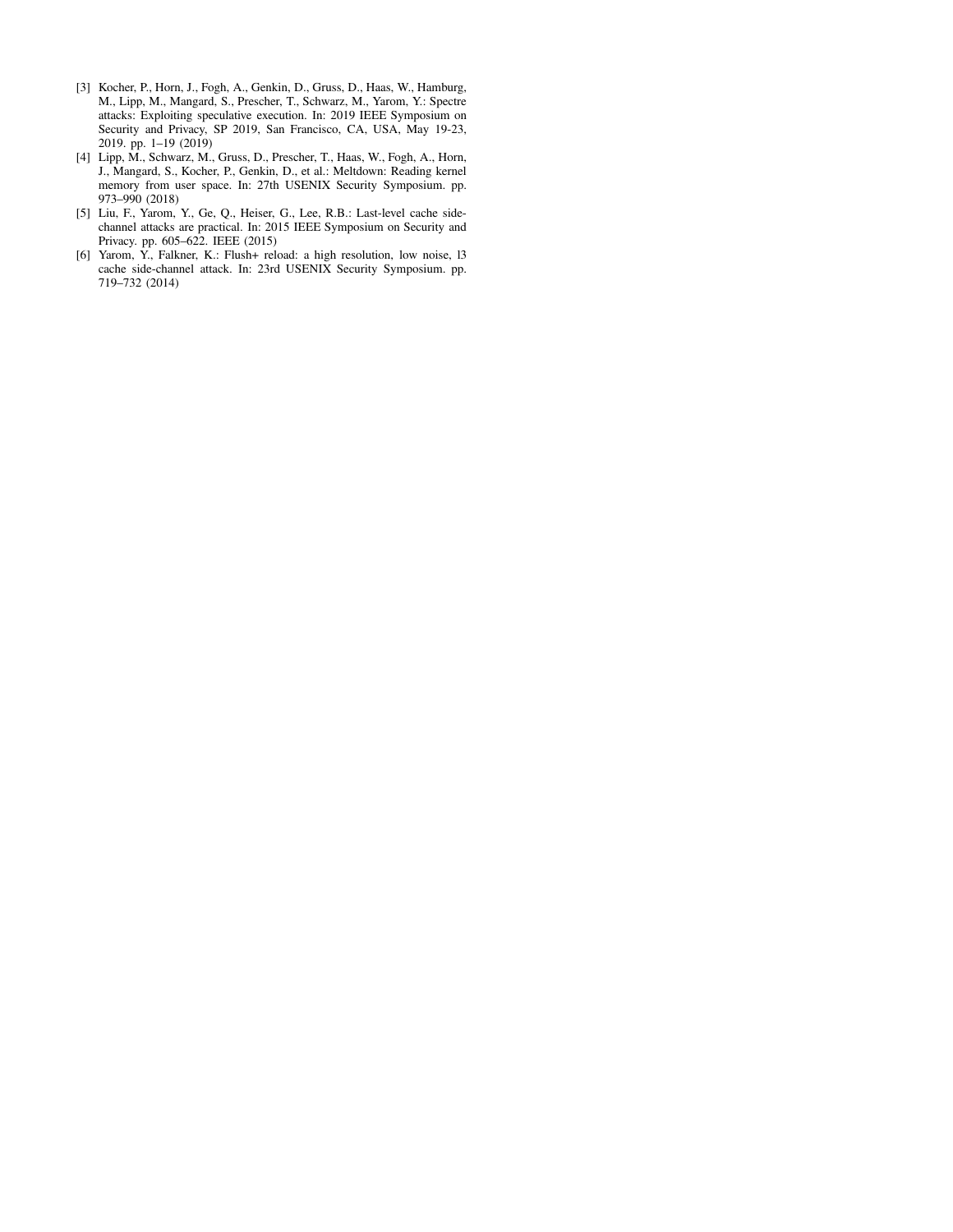[3] Kocher, P., Horn, J., Fogh, A., Genkin, D., Gruss, D., Haas, W., Hamburg, M., Lipp, M., Mangard, S., Prescher, T., Schwarz, M., Yarom, Y.: Spectre attacks: Exploiting speculative execution. In: 2019 IEEE Symposium on Security and Privacy, SP 2019, San Francisco, CA, USA, May 19-23, 2019. pp. 1–19 (2019)

[4] Lipp, M., Schwarz, M., Gruss, D., Prescher, T., Haas, W., Fogh, A., Horn, J., Mangard, S., Kocher, P., Genkin, D., et al.: Meltdown: Reading kernel memory from user space. In: 27th USENIX Security Symposium. pp. 973–990 (2018)

[5] Liu, F., Yarom, Y., Ge, Q., Heiser, G., Lee, R.B.: Last-level cache side-channel attacks are practical. In: 2015 IEEE Symposium on Security and Privacy. pp. 605–622. IEEE (2015)

[6] Yarom, Y., Falkner, K.: Flush+ reload: a high resolution, low noise, l3 cache side-channel attack. In: 23rd USENIX Security Symposium. pp. 719–732 (2014)